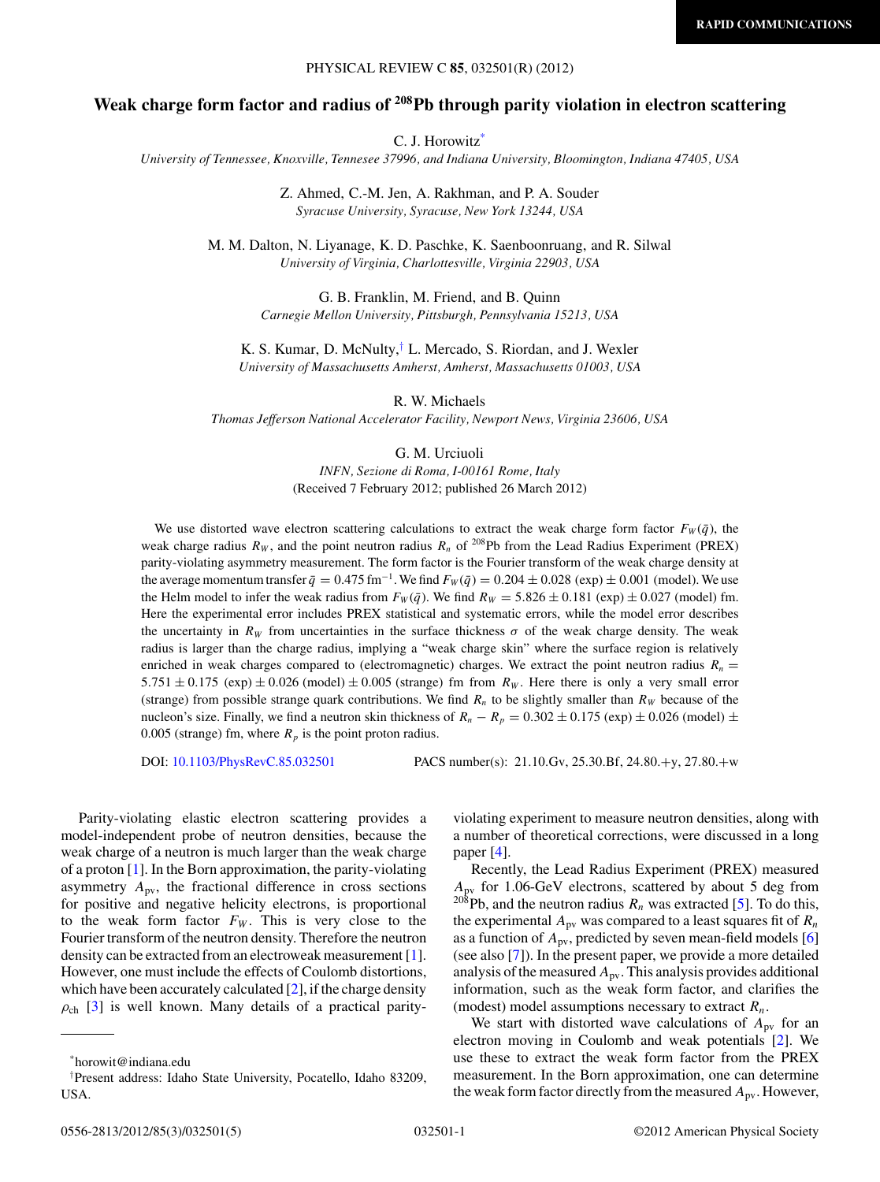RAPID COMMUNICATIONS

# Weak charge form factor and radius of $^{208}$Pb through parity violation in electron scattering

C. J. Horowitz*

*University of Tennessee, Knoxville, Tennessee 37996, and Indiana University, Bloomington, Indiana 47405, USA*

Z. Ahmed, C.-M. Jen, A. Rakhman, and P. A. Souder

*Syracuse University, Syracuse, New York 13244, USA*

M. M. Dalton, N. Liyanage, K. D. Paschke, K. Saenboonruang, and R. Silwal

*University of Virginia, Charlottesville, Virginia 22903, USA*

G. B. Franklin, M. Friend, and B. Quinn

*Carnegie Mellon University, Pittsburgh, Pennsylvania 15213, USA*

K. S. Kumar, D. McNulty,† L. Mercado, S. Riordan, and J. Wexler

*University of Massachusetts Amherst, Amherst, Massachusetts 01003, USA*

R. W. Michaels

*Thomas Jefferson National Accelerator Facility, Newport News, Virginia 23606, USA*

G. M. Urciuoli

*INFN, Sezione di Roma, I-00161 Rome, Italy*

(Received 7 February 2012; published 26 March 2012)

We use distorted wave electron scattering calculations to extract the weak charge form factor $F_W(\bar{q})$, the weak charge radius $R_W$, and the point neutron radius $R_n$ of $^{208}$Pb from the Lead Radius Experiment (PREX) parity-violating asymmetry measurement. The form factor is the Fourier transform of the weak charge density at the average momentum transfer $\bar{q} = 0.475\,\text{fm}^{-1}$. We find $F_W(\bar{q}) = 0.204 \pm 0.028$ (exp) $\pm\, 0.001$ (model). We use the Helm model to infer the weak radius from $F_W(\bar{q})$. We find $R_W = 5.826 \pm 0.181$ (exp) $\pm\, 0.027$ (model) fm. Here the experimental error includes PREX statistical and systematic errors, while the model error describes the uncertainty in $R_W$ from uncertainties in the surface thickness $\sigma$ of the weak charge density. The weak radius is larger than the charge radius, implying a "weak charge skin" where the surface region is relatively enriched in weak charges compared to (electromagnetic) charges. We extract the point neutron radius $R_n = 5.751 \pm 0.175$ (exp) $\pm\, 0.026$ (model) $\pm\, 0.005$ (strange) fm from $R_W$. Here there is only a very small error (strange) from possible strange quark contributions. We find $R_n$ to be slightly smaller than $R_W$ because of the nucleon's size. Finally, we find a neutron skin thickness of $R_n - R_p = 0.302 \pm 0.175$ (exp) $\pm\, 0.026$ (model) $\pm\, 0.005$ (strange) fm, where $R_p$ is the point proton radius.

DOI: 10.1103/PhysRevC.85.032501 PACS number(s): 21.10.Gv, 25.30.Bf, 24.80.+y, 27.80.+w

Parity-violating elastic electron scattering provides a model-independent probe of neutron densities, because the weak charge of a neutron is much larger than the weak charge of a proton [1]. In the Born approximation, the parity-violating asymmetry $A_{\text{pv}}$, the fractional difference in cross sections for positive and negative helicity electrons, is proportional to the weak form factor $F_W$. This is very close to the Fourier transform of the neutron density. Therefore the neutron density can be extracted from an electroweak measurement [1]. However, one must include the effects of Coulomb distortions, which have been accurately calculated [2], if the charge density $\rho_{\text{ch}}$ [3] is well known. Many details of a practical parity-violating experiment to measure neutron densities, along with a number of theoretical corrections, were discussed in a long paper [4].

Recently, the Lead Radius Experiment (PREX) measured $A_{\text{pv}}$ for 1.06-GeV electrons, scattered by about 5 deg from $^{208}$Pb, and the neutron radius $R_n$ was extracted [5]. To do this, the experimental $A_{\text{pv}}$ was compared to a least squares fit of $R_n$ as a function of $A_{\text{pv}}$, predicted by seven mean-field models [6] (see also [7]). In the present paper, we provide a more detailed analysis of the measured $A_{\text{pv}}$. This analysis provides additional information, such as the weak form factor, and clarifies the (modest) model assumptions necessary to extract $R_n$.

We start with distorted wave calculations of $A_{\text{pv}}$ for an electron moving in Coulomb and weak potentials [2]. We use these to extract the weak form factor from the PREX measurement. In the Born approximation, one can determine the weak form factor directly from the measured $A_{\text{pv}}$. However,

*horowit@indiana.edu

†Present address: Idaho State University, Pocatello, Idaho 83209, USA.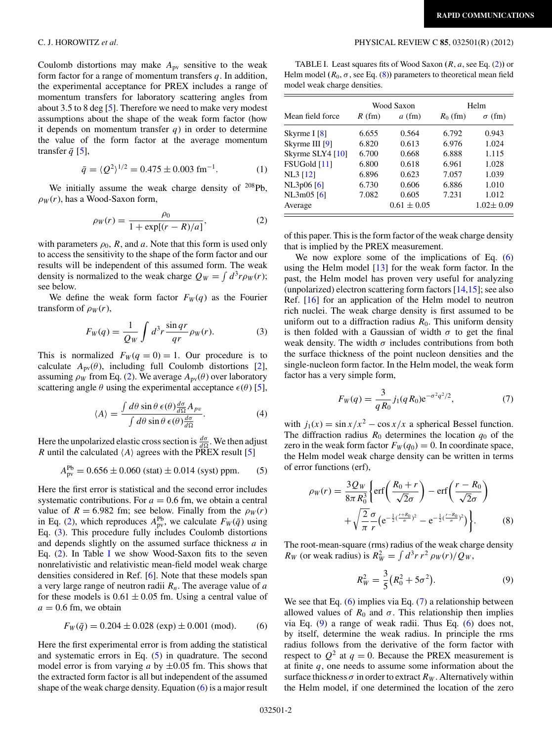Coulomb distortions may make $A_{\rm pv}$ sensitive to the weak form factor for a range of momentum transfers $q$. In addition, the experimental acceptance for PREX includes a range of momentum transfers for laboratory scattering angles from about 3.5 to 8 deg [5]. Therefore we need to make very modest assumptions about the shape of the weak form factor (how it depends on momentum transfer $q$) in order to determine the value of the form factor at the average momentum transfer $\bar{q}$ [5],

$$\bar{q} = \langle Q^2 \rangle^{1/2} = 0.475 \pm 0.003 \text{ fm}^{-1}. \tag{1}$$

We initially assume the weak charge density of $^{208}$Pb, $\rho_W(r)$, has a Wood-Saxon form,

$$\rho_W(r) = \frac{\rho_0}{1 + \exp[(r - R)/a]}, \tag{2}$$

with parameters $\rho_0$, $R$, and $a$. Note that this form is used only to access the sensitivity to the shape of the form factor and our results will be independent of this assumed form. The weak density is normalized to the weak charge $Q_W = \int d^3 r \rho_W(r)$; see below.

We define the weak form factor $F_W(q)$ as the Fourier transform of $\rho_W(r)$,

$$F_W(q) = \frac{1}{Q_W} \int d^3 r \frac{\sin qr}{qr} \rho_W(r). \tag{3}$$

This is normalized $F_W(q = 0) = 1$. Our procedure is to calculate $A_{\rm pv}(\theta)$, including full Coulomb distortions [2], assuming $\rho_W$ from Eq. (2). We average $A_{\rm pv}(\theta)$ over laboratory scattering angle $\theta$ using the experimental acceptance $\epsilon(\theta)$ [5],

$$\langle A \rangle = \frac{\int d\theta \sin\theta\, \epsilon(\theta) \frac{d\sigma}{d\Omega} A_{pv}}{\int d\theta \sin\theta\, \epsilon(\theta) \frac{d\sigma}{d\Omega}}. \tag{4}$$

Here the unpolarized elastic cross section is $\frac{d\sigma}{d\Omega}$. We then adjust $R$ until the calculated $\langle A \rangle$ agrees with the PREX result [5]

$$A_{\rm pv}^{\rm Pb} = 0.656 \pm 0.060 \text{ (stat)} \pm 0.014 \text{ (syst) ppm}. \tag{5}$$

Here the first error is statistical and the second error includes systematic contributions. For $a = 0.6$ fm, we obtain a central value of $R = 6.982$ fm; see below. Finally from the $\rho_W(r)$ in Eq. (2), which reproduces $A_{\rm pv}^{\rm Pb}$, we calculate $F_W(\bar{q})$ using Eq. (3). This procedure fully includes Coulomb distortions and depends slightly on the assumed surface thickness $a$ in Eq. (2). In Table I we show Wood-Saxon fits to the seven nonrelativistic and relativistic mean-field model weak charge densities considered in Ref. [6]. Note that these models span a very large range of neutron radii $R_n$. The average value of $a$ for these models is $0.61 \pm 0.05$ fm. Using a central value of $a = 0.6$ fm, we obtain

$$F_W(\bar{q}) = 0.204 \pm 0.028 \text{ (exp)} \pm 0.001 \text{ (mod)}. \tag{6}$$

Here the first experimental error is from adding the statistical and systematic errors in Eq. (5) in quadrature. The second model error is from varying $a$ by $\pm 0.05$ fm. This shows that the extracted form factor is all but independent of the assumed shape of the weak charge density. Equation (6) is a major result of this paper. This is the form factor of the weak charge density that is implied by the PREX measurement.

TABLE I. Least squares fits of Wood Saxon ($R$, $a$, see Eq. (2)) or Helm model ($R_0$, $\sigma$, see Eq. (8)) parameters to theoretical mean field model weak charge densities.

| | Wood Saxon | | Helm | |
|---|---|---|---|---|
| Mean field force | $R$ (fm) | $a$ (fm) | $R_0$ (fm) | $\sigma$ (fm) |
| Skyrme I [8] | 6.655 | 0.564 | 6.792 | 0.943 |
| Skyrme III [9] | 6.820 | 0.613 | 6.976 | 1.024 |
| Skyrme SLY4 [10] | 6.700 | 0.668 | 6.888 | 1.115 |
| FSUGold [11] | 6.800 | 0.618 | 6.961 | 1.028 |
| NL3 [12] | 6.896 | 0.623 | 7.057 | 1.039 |
| NL3p06 [6] | 6.730 | 0.606 | 6.886 | 1.010 |
| NL3m05 [6] | 7.082 | 0.605 | 7.231 | 1.012 |
| Average | | 0.61 ± 0.05 | | 1.02± 0.09 |

We now explore some of the implications of Eq. (6) using the Helm model [13] for the weak form factor. In the past, the Helm model has proven very useful for analyzing (unpolarized) electron scattering form factors [14,15]; see also Ref. [16] for an application of the Helm model to neutron rich nuclei. The weak charge density is first assumed to be uniform out to a diffraction radius $R_0$. This uniform density is then folded with a Gaussian of width $\sigma$ to get the final weak density. The width $\sigma$ includes contributions from both the surface thickness of the point nucleon densities and the single-nucleon form factor. In the Helm model, the weak form factor has a very simple form,

$$F_W(q) = \frac{3}{qR_0} j_1(qR_0) e^{-\sigma^2 q^2/2}, \tag{7}$$

with $j_1(x) = \sin x/x^2 - \cos x/x$ a spherical Bessel function. The diffraction radius $R_0$ determines the location $q_0$ of the zero in the weak form factor $F_W(q_0) = 0$. In coordinate space, the Helm model weak charge density can be written in terms of error functions (erf),

$$\rho_W(r) = \frac{3Q_W}{8\pi R_0^3} \left\{ \text{erf}\left(\frac{R_0 + r}{\sqrt{2}\sigma}\right) - \text{erf}\left(\frac{r - R_0}{\sqrt{2}\sigma}\right) + \sqrt{\frac{2}{\pi}} \frac{\sigma}{r} \left( e^{-\frac{1}{2}\left(\frac{r+R_0}{\sigma}\right)^2} - e^{-\frac{1}{2}\left(\frac{r-R_0}{\sigma}\right)^2} \right) \right\}. \tag{8}$$

The root-mean-square (rms) radius of the weak charge density $R_W$ (or weak radius) is $R_W^2 = \int d^3 r\, r^2 \rho_W(r)/Q_W$,

$$R_W^2 = \frac{3}{5}\left(R_0^2 + 5\sigma^2\right). \tag{9}$$

We see that Eq. (6) implies via Eq. (7) a relationship between allowed values of $R_0$ and $\sigma$. This relationship then implies via Eq. (9) a range of weak radii. Thus Eq. (6) does not, by itself, determine the weak radius. In principle the rms radius follows from the derivative of the form factor with respect to $Q^2$ at $q = 0$. Because the PREX measurement is at finite $q$, one needs to assume some information about the surface thickness $\sigma$ in order to extract $R_W$. Alternatively within the Helm model, if one determined the location of the zero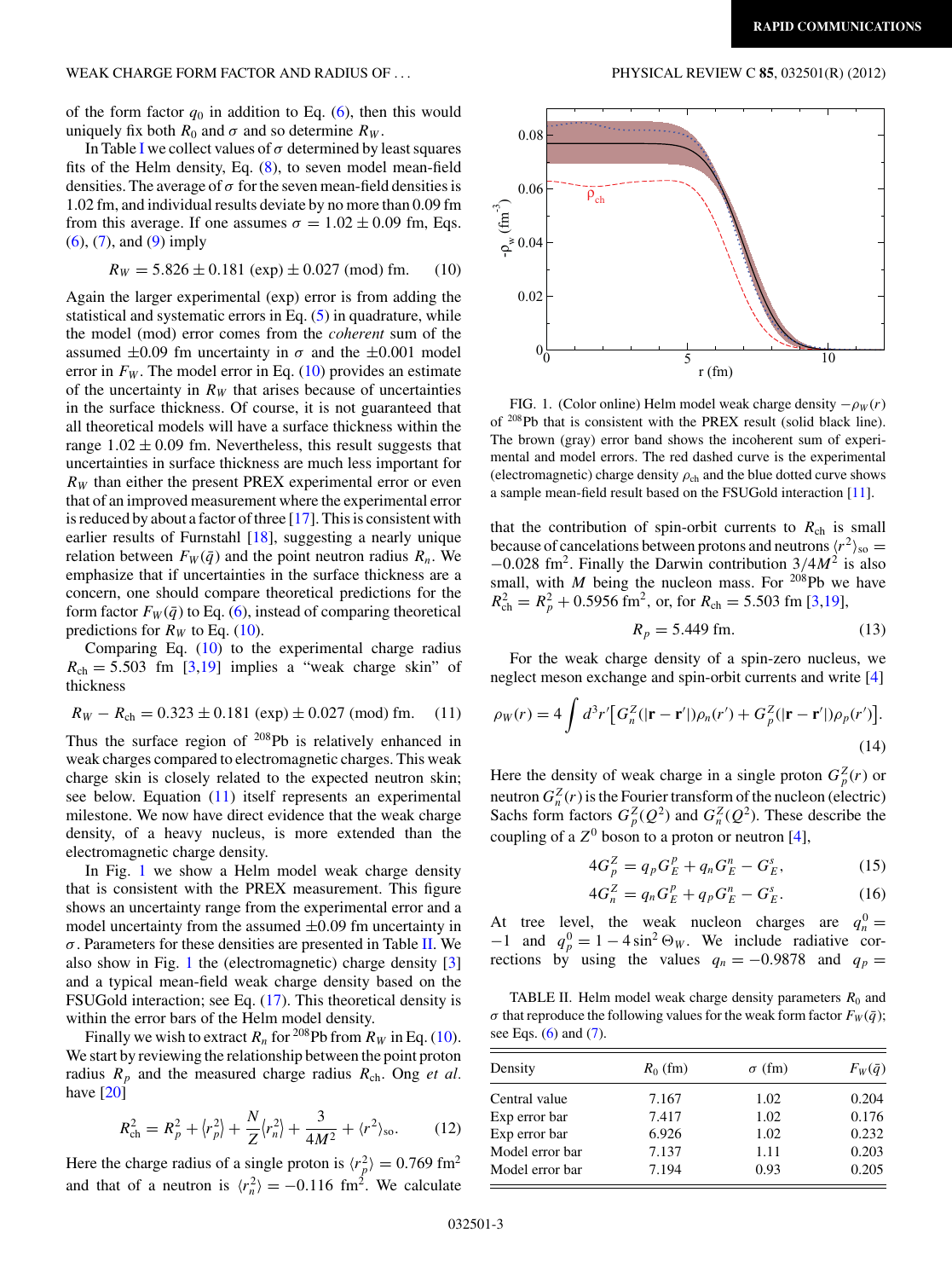of the form factor $q_0$ in addition to Eq. (6), then this would uniquely fix both $R_0$ and $\sigma$ and so determine $R_W$.

In Table I we collect values of $\sigma$ determined by least squares fits of the Helm density, Eq. (8), to seven model mean-field densities. The average of $\sigma$ for the seven mean-field densities is 1.02 fm, and individual results deviate by no more than 0.09 fm from this average. If one assumes $\sigma = 1.02 \pm 0.09$ fm, Eqs. (6), (7), and (9) imply

$$R_W = 5.826 \pm 0.181 \text{ (exp)} \pm 0.027 \text{ (mod) fm.} \tag{10}$$

Again the larger experimental (exp) error is from adding the statistical and systematic errors in Eq. (5) in quadrature, while the model (mod) error comes from the *coherent* sum of the assumed $\pm 0.09$ fm uncertainty in $\sigma$ and the $\pm 0.001$ model error in $F_W$. The model error in Eq. (10) provides an estimate of the uncertainty in $R_W$ that arises because of uncertainties in the surface thickness. Of course, it is not guaranteed that all theoretical models will have a surface thickness within the range $1.02 \pm 0.09$ fm. Nevertheless, this result suggests that uncertainties in surface thickness are much less important for $R_W$ than either the present PREX experimental error or even that of an improved measurement where the experimental error is reduced by about a factor of three [17]. This is consistent with earlier results of Furnstahl [18], suggesting a nearly unique relation between $F_W(\bar{q})$ and the point neutron radius $R_n$. We emphasize that if uncertainties in the surface thickness are a concern, one should compare theoretical predictions for the form factor $F_W(\bar{q})$ to Eq. (6), instead of comparing theoretical predictions for $R_W$ to Eq. (10).

Comparing Eq. (10) to the experimental charge radius $R_{\rm ch} = 5.503$ fm [3,19] implies a "weak charge skin" of thickness

$$R_W - R_{\rm ch} = 0.323 \pm 0.181 \text{ (exp)} \pm 0.027 \text{ (mod) fm.} \tag{11}$$

Thus the surface region of $^{208}$Pb is relatively enhanced in weak charges compared to electromagnetic charges. This weak charge skin is closely related to the expected neutron skin; see below. Equation (11) itself represents an experimental milestone. We now have direct evidence that the weak charge density, of a heavy nucleus, is more extended than the electromagnetic charge density.

In Fig. 1 we show a Helm model weak charge density that is consistent with the PREX measurement. This figure shows an uncertainty range from the experimental error and a model uncertainty from the assumed $\pm 0.09$ fm uncertainty in $\sigma$. Parameters for these densities are presented in Table II. We also show in Fig. 1 the (electromagnetic) charge density [3] and a typical mean-field weak charge density based on the FSUGold interaction; see Eq. (17). This theoretical density is within the error bars of the Helm model density.

Finally we wish to extract $R_n$ for $^{208}$Pb from $R_W$ in Eq. (10). We start by reviewing the relationship between the point proton radius $R_p$ and the measured charge radius $R_{\rm ch}$. Ong *et al.* have [20]

$$R_{\rm ch}^2 = R_p^2 + \langle r_p^2\rangle + \frac{N}{Z}\langle r_n^2\rangle + \frac{3}{4M^2} + \langle r^2\rangle_{\rm so}. \tag{12}$$

Here the charge radius of a single proton is $\langle r_p^2\rangle = 0.769$ fm$^2$ and that of a neutron is $\langle r_n^2\rangle = -0.116$ fm$^2$. We calculate that the contribution of spin-orbit currents to $R_{\rm ch}$ is small because of cancelations between protons and neutrons $\langle r^2\rangle_{\rm so} = -0.028$ fm$^2$. Finally the Darwin contribution $3/4M^2$ is also small, with $M$ being the nucleon mass. For $^{208}$Pb we have $R_{\rm ch}^2 = R_p^2 + 0.5956$ fm$^2$, or, for $R_{\rm ch} = 5.503$ fm [3,19],

$$R_p = 5.449 \text{ fm.} \tag{13}$$

FIG. 1. (Color online) Helm model weak charge density $-\rho_W(r)$ of $^{208}$Pb that is consistent with the PREX result (solid black line). The brown (gray) error band shows the incoherent sum of experimental and model errors. The red dashed curve is the experimental (electromagnetic) charge density $\rho_{\rm ch}$ and the blue dotted curve shows a sample mean-field result based on the FSUGold interaction [11].

For the weak charge density of a spin-zero nucleus, we neglect meson exchange and spin-orbit currents and write [4]

$$\rho_W(r) = 4\int d^3r'\big[G_n^Z(|\mathbf{r}-\mathbf{r}'|)\rho_n(r') + G_p^Z(|\mathbf{r}-\mathbf{r}'|)\rho_p(r')\big]. \tag{14}$$

Here the density of weak charge in a single proton $G_p^Z(r)$ or neutron $G_n^Z(r)$ is the Fourier transform of the nucleon (electric) Sachs form factors $G_p^Z(Q^2)$ and $G_n^Z(Q^2)$. These describe the coupling of a $Z^0$ boson to a proton or neutron [4],

$$4G_p^Z = q_p G_E^p + q_n G_E^n - G_E^s, \tag{15}$$

$$4G_n^Z = q_n G_E^p + q_p G_E^n - G_E^s. \tag{16}$$

At tree level, the weak nucleon charges are $q_n^0 = -1$ and $q_p^0 = 1 - 4\sin^2\Theta_W$. We include radiative corrections by using the values $q_n = -0.9878$ and $q_p =$

TABLE II. Helm model weak charge density parameters $R_0$ and $\sigma$ that reproduce the following values for the weak form factor $F_W(\bar{q})$; see Eqs. (6) and (7).

| Density | $R_0$ (fm) | $\sigma$ (fm) | $F_W(\bar{q})$ |
|---|---|---|---|
| Central value | 7.167 | 1.02 | 0.204 |
| Exp error bar | 7.417 | 1.02 | 0.176 |
| Exp error bar | 6.926 | 1.02 | 0.232 |
| Model error bar | 7.137 | 1.11 | 0.203 |
| Model error bar | 7.194 | 0.93 | 0.205 |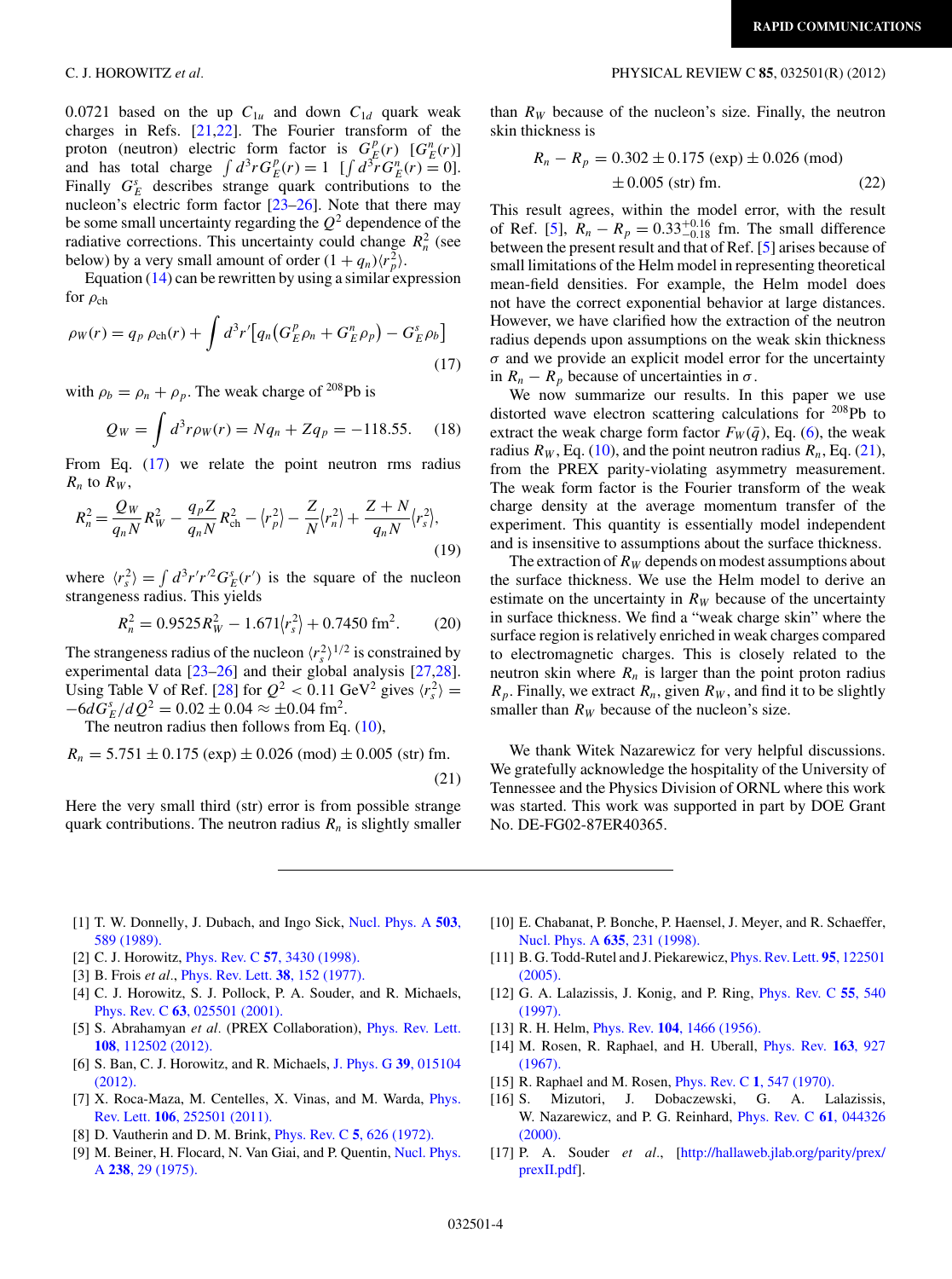0.0721 based on the up $C_{1u}$ and down $C_{1d}$ quark weak charges in Refs. [21,22]. The Fourier transform of the proton (neutron) electric form factor is $G_E^p(r)$ [$G_E^n(r)$] and has total charge $\int d^3r G_E^p(r) = 1$ [$\int d^3r G_E^n(r) = 0$]. Finally $G_E^s$ describes strange quark contributions to the nucleon's electric form factor [23–26]. Note that there may be some small uncertainty regarding the $Q^2$ dependence of the radiative corrections. This uncertainty could change $R_n^2$ (see below) by a very small amount of order $(1+q_n)\langle r_p^2\rangle$.

Equation (14) can be rewritten by using a similar expression for $\rho_{\rm ch}$

$$\rho_W(r) = q_p\,\rho_{\rm ch}(r) + \int d^3r'\left[q_n\left(G_E^p\rho_n + G_E^n\rho_p\right) - G_E^s\rho_b\right] \tag{17}$$

with $\rho_b = \rho_n + \rho_p$. The weak charge of $^{208}$Pb is

$$Q_W = \int d^3r\rho_W(r) = Nq_n + Zq_p = -118.55. \tag{18}$$

From Eq. (17) we relate the point neutron rms radius $R_n$ to $R_W$,

$$R_n^2 = \frac{Q_W}{q_nN}R_W^2 - \frac{q_pZ}{q_nN}R_{\rm ch}^2 - \langle r_p^2\rangle - \frac{Z}{N}\langle r_n^2\rangle + \frac{Z+N}{q_nN}\langle r_s^2\rangle, \tag{19}$$

where $\langle r_s^2\rangle = \int d^3r' r'^2 G_E^s(r')$ is the square of the nucleon strangeness radius. This yields

$$R_n^2 = 0.9525R_W^2 - 1.671\langle r_s^2\rangle + 0.7450\ {\rm fm}^2. \tag{20}$$

The strangeness radius of the nucleon $\langle r_s^2\rangle^{1/2}$ is constrained by experimental data [23–26] and their global analysis [27,28]. Using Table V of Ref. [28] for $Q^2 < 0.11$ GeV$^2$ gives $\langle r_s^2\rangle = -6dG_E^s/dQ^2 = 0.02 \pm 0.04 \approx \pm 0.04$ fm$^2$.

The neutron radius then follows from Eq. (10),

$$R_n = 5.751 \pm 0.175\ ({\rm exp}) \pm 0.026\ ({\rm mod}) \pm 0.005\ ({\rm str})\ {\rm fm}. \tag{21}$$

Here the very small third (str) error is from possible strange quark contributions. The neutron radius $R_n$ is slightly smaller than $R_W$ because of the nucleon's size. Finally, the neutron skin thickness is

$$R_n - R_p = 0.302 \pm 0.175\ ({\rm exp}) \pm 0.026\ ({\rm mod}) \pm 0.005\ ({\rm str})\ {\rm fm}. \tag{22}$$

This result agrees, within the model error, with the result of Ref. [5], $R_n - R_p = 0.33^{+0.16}_{-0.18}$ fm. The small difference between the present result and that of Ref. [5] arises because of small limitations of the Helm model in representing theoretical mean-field densities. For example, the Helm model does not have the correct exponential behavior at large distances. However, we have clarified how the extraction of the neutron radius depends upon assumptions on the weak skin thickness $\sigma$ and we provide an explicit model error for the uncertainty in $R_n - R_p$ because of uncertainties in $\sigma$.

We now summarize our results. In this paper we use distorted wave electron scattering calculations for $^{208}$Pb to extract the weak charge form factor $F_W(\bar{q})$, Eq. (6), the weak radius $R_W$, Eq. (10), and the point neutron radius $R_n$, Eq. (21), from the PREX parity-violating asymmetry measurement. The weak form factor is the Fourier transform of the weak charge density at the average momentum transfer of the experiment. This quantity is essentially model independent and is insensitive to assumptions about the surface thickness.

The extraction of $R_W$ depends on modest assumptions about the surface thickness. We use the Helm model to derive an estimate on the uncertainty in $R_W$ because of the uncertainty in surface thickness. We find a "weak charge skin" where the surface region is relatively enriched in weak charges compared to electromagnetic charges. This is closely related to the neutron skin where $R_n$ is larger than the point proton radius $R_p$. Finally, we extract $R_n$, given $R_W$, and find it to be slightly smaller than $R_W$ because of the nucleon's size.

We thank Witek Nazarewicz for very helpful discussions. We gratefully acknowledge the hospitality of the University of Tennessee and the Physics Division of ORNL where this work was started. This work was supported in part by DOE Grant No. DE-FG02-87ER40365.

---

[1] T. W. Donnelly, J. Dubach, and Ingo Sick, Nucl. Phys. A **503**, 589 (1989).
[2] C. J. Horowitz, Phys. Rev. C **57**, 3430 (1998).
[3] B. Frois *et al.*, Phys. Rev. Lett. **38**, 152 (1977).
[4] C. J. Horowitz, S. J. Pollock, P. A. Souder, and R. Michaels, Phys. Rev. C **63**, 025501 (2001).
[5] S. Abrahamyan *et al.* (PREX Collaboration), Phys. Rev. Lett. **108**, 112502 (2012).
[6] S. Ban, C. J. Horowitz, and R. Michaels, J. Phys. G **39**, 015104 (2012).
[7] X. Roca-Maza, M. Centelles, X. Vinas, and M. Warda, Phys. Rev. Lett. **106**, 252501 (2011).
[8] D. Vautherin and D. M. Brink, Phys. Rev. C **5**, 626 (1972).
[9] M. Beiner, H. Flocard, N. Van Giai, and P. Quentin, Nucl. Phys. A **238**, 29 (1975).
[10] E. Chabanat, P. Bonche, P. Haensel, J. Meyer, and R. Schaeffer, Nucl. Phys. A **635**, 231 (1998).
[11] B. G. Todd-Rutel and J. Piekarewicz, Phys. Rev. Lett. **95**, 122501 (2005).
[12] G. A. Lalazissis, J. Konig, and P. Ring, Phys. Rev. C **55**, 540 (1997).
[13] R. H. Helm, Phys. Rev. **104**, 1466 (1956).
[14] M. Rosen, R. Raphael, and H. Uberall, Phys. Rev. **163**, 927 (1967).
[15] R. Raphael and M. Rosen, Phys. Rev. C **1**, 547 (1970).
[16] S. Mizutori, J. Dobaczewski, G. A. Lalazissis, W. Nazarewicz, and P. G. Reinhard, Phys. Rev. C **61**, 044326 (2000).
[17] P. A. Souder *et al.*, [http://hallaweb.jlab.org/parity/prex/prexII.pdf].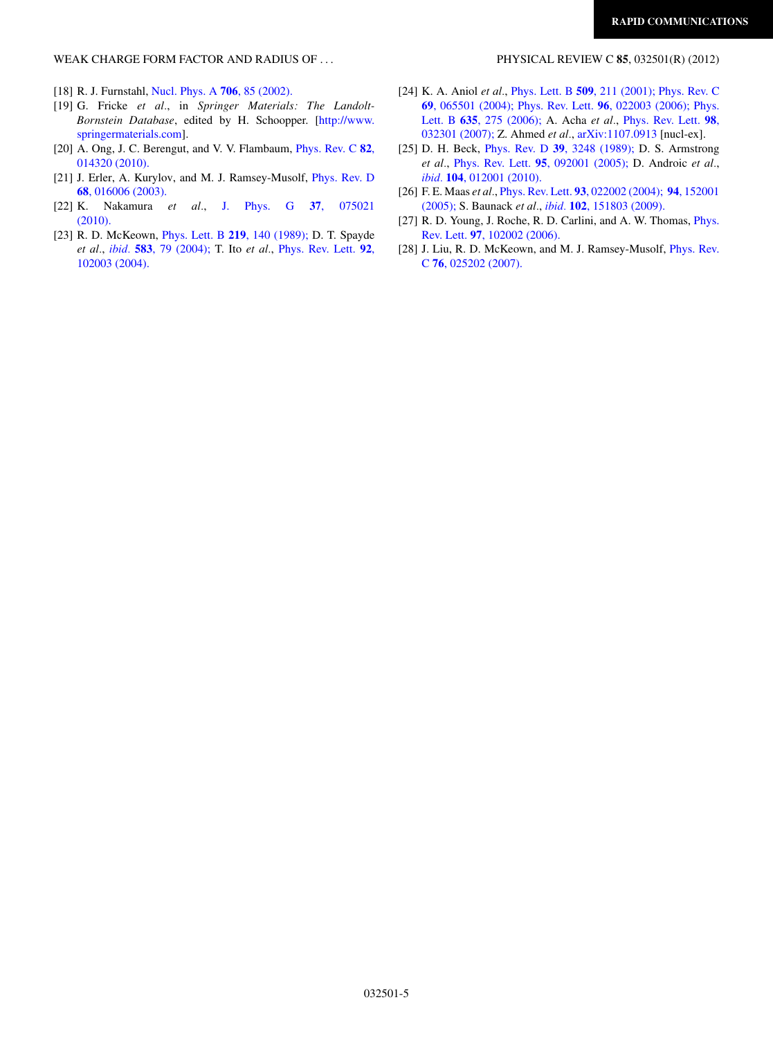[18] R. J. Furnstahl, Nucl. Phys. A **706**, 85 (2002).

[19] G. Fricke *et al.*, in *Springer Materials: The Landolt-Bornstein Database*, edited by H. Schoopper. [http://www.springermaterials.com].

[20] A. Ong, J. C. Berengut, and V. V. Flambaum, Phys. Rev. C **82**, 014320 (2010).

[21] J. Erler, A. Kurylov, and M. J. Ramsey-Musolf, Phys. Rev. D **68**, 016006 (2003).

[22] K. Nakamura *et al.*, J. Phys. G **37**, 075021 (2010).

[23] R. D. McKeown, Phys. Lett. B **219**, 140 (1989); D. T. Spayde *et al.*, *ibid.* **583**, 79 (2004); T. Ito *et al.*, Phys. Rev. Lett. **92**, 102003 (2004).

[24] K. A. Aniol *et al.*, Phys. Lett. B **509**, 211 (2001); Phys. Rev. C **69**, 065501 (2004); Phys. Rev. Lett. **96**, 022003 (2006); Phys. Lett. B **635**, 275 (2006); A. Acha *et al.*, Phys. Rev. Lett. **98**, 032301 (2007); Z. Ahmed *et al.*, arXiv:1107.0913 [nucl-ex].

[25] D. H. Beck, Phys. Rev. D **39**, 3248 (1989); D. S. Armstrong *et al.*, Phys. Rev. Lett. **95**, 092001 (2005); D. Androic *et al.*, *ibid.* **104**, 012001 (2010).

[26] F. E. Maas *et al.*, Phys. Rev. Lett. **93**, 022002 (2004); **94**, 152001 (2005); S. Baunack *et al.*, *ibid.* **102**, 151803 (2009).

[27] R. D. Young, J. Roche, R. D. Carlini, and A. W. Thomas, Phys. Rev. Lett. **97**, 102002 (2006).

[28] J. Liu, R. D. McKeown, and M. J. Ramsey-Musolf, Phys. Rev. C **76**, 025202 (2007).